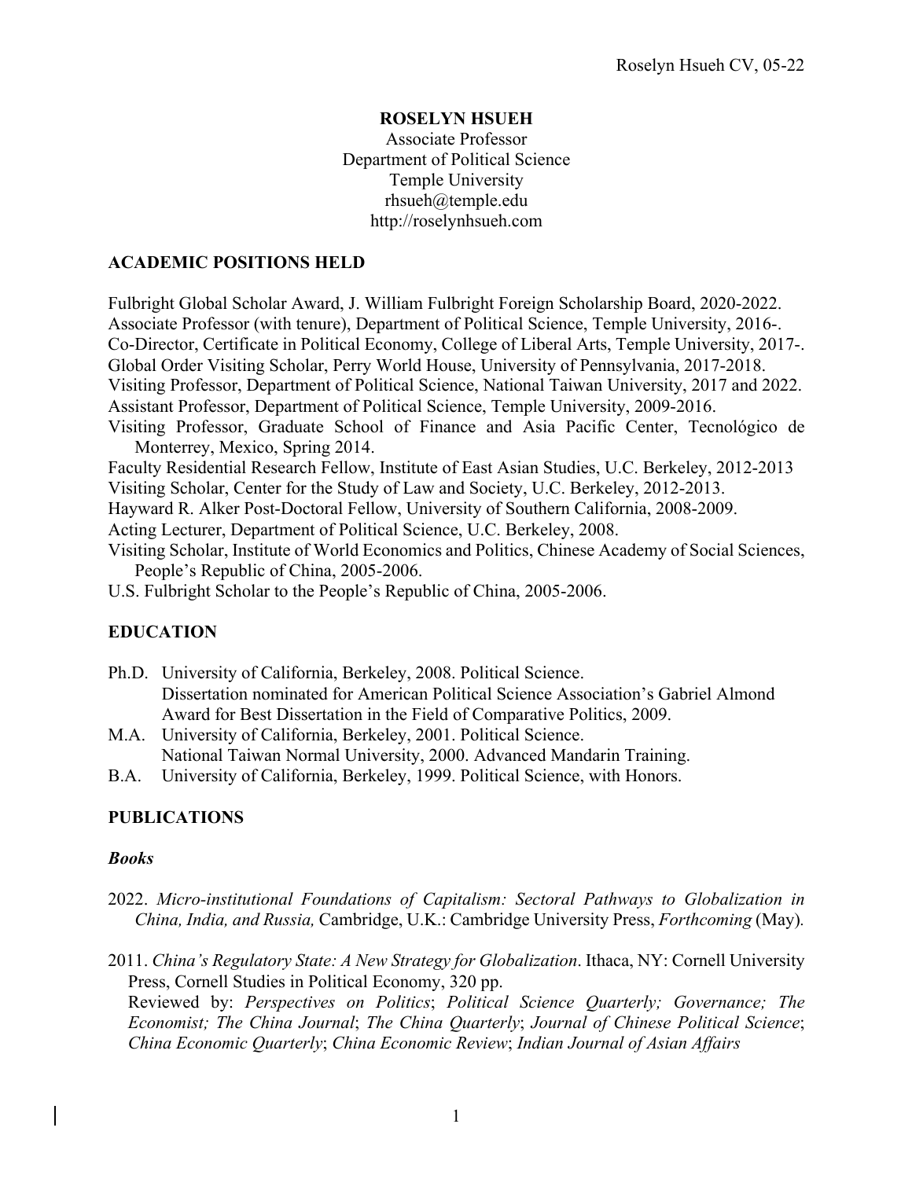**ROSELYN HSUEH**
Associate Professor
Department of Political Science
Temple University
rhsueh@temple.edu
http://roselynhsueh.com

## ACADEMIC POSITIONS HELD

Fulbright Global Scholar Award, J. William Fulbright Foreign Scholarship Board, 2020-2022.
Associate Professor (with tenure), Department of Political Science, Temple University, 2016-.
Co-Director, Certificate in Political Economy, College of Liberal Arts, Temple University, 2017-.
Global Order Visiting Scholar, Perry World House, University of Pennsylvania, 2017-2018.
Visiting Professor, Department of Political Science, National Taiwan University, 2017 and 2022.
Assistant Professor, Department of Political Science, Temple University, 2009-2016.
Visiting Professor, Graduate School of Finance and Asia Pacific Center, Tecnológico de Monterrey, Mexico, Spring 2014.
Faculty Residential Research Fellow, Institute of East Asian Studies, U.C. Berkeley, 2012-2013
Visiting Scholar, Center for the Study of Law and Society, U.C. Berkeley, 2012-2013.
Hayward R. Alker Post-Doctoral Fellow, University of Southern California, 2008-2009.
Acting Lecturer, Department of Political Science, U.C. Berkeley, 2008.
Visiting Scholar, Institute of World Economics and Politics, Chinese Academy of Social Sciences, People's Republic of China, 2005-2006.
U.S. Fulbright Scholar to the People's Republic of China, 2005-2006.

## EDUCATION

Ph.D. University of California, Berkeley, 2008. Political Science.
Dissertation nominated for American Political Science Association's Gabriel Almond Award for Best Dissertation in the Field of Comparative Politics, 2009.

M.A. University of California, Berkeley, 2001. Political Science.
National Taiwan Normal University, 2000. Advanced Mandarin Training.

B.A. University of California, Berkeley, 1999. Political Science, with Honors.

## PUBLICATIONS

### *Books*

2022. *Micro-institutional Foundations of Capitalism: Sectoral Pathways to Globalization in China, India, and Russia,* Cambridge, U.K.: Cambridge University Press, *Forthcoming* (May).

2011. *China's Regulatory State: A New Strategy for Globalization*. Ithaca, NY: Cornell University Press, Cornell Studies in Political Economy, 320 pp.
Reviewed by: *Perspectives on Politics*; *Political Science Quarterly; Governance; The Economist; The China Journal*; *The China Quarterly*; *Journal of Chinese Political Science*; *China Economic Quarterly*; *China Economic Review*; *Indian Journal of Asian Affairs*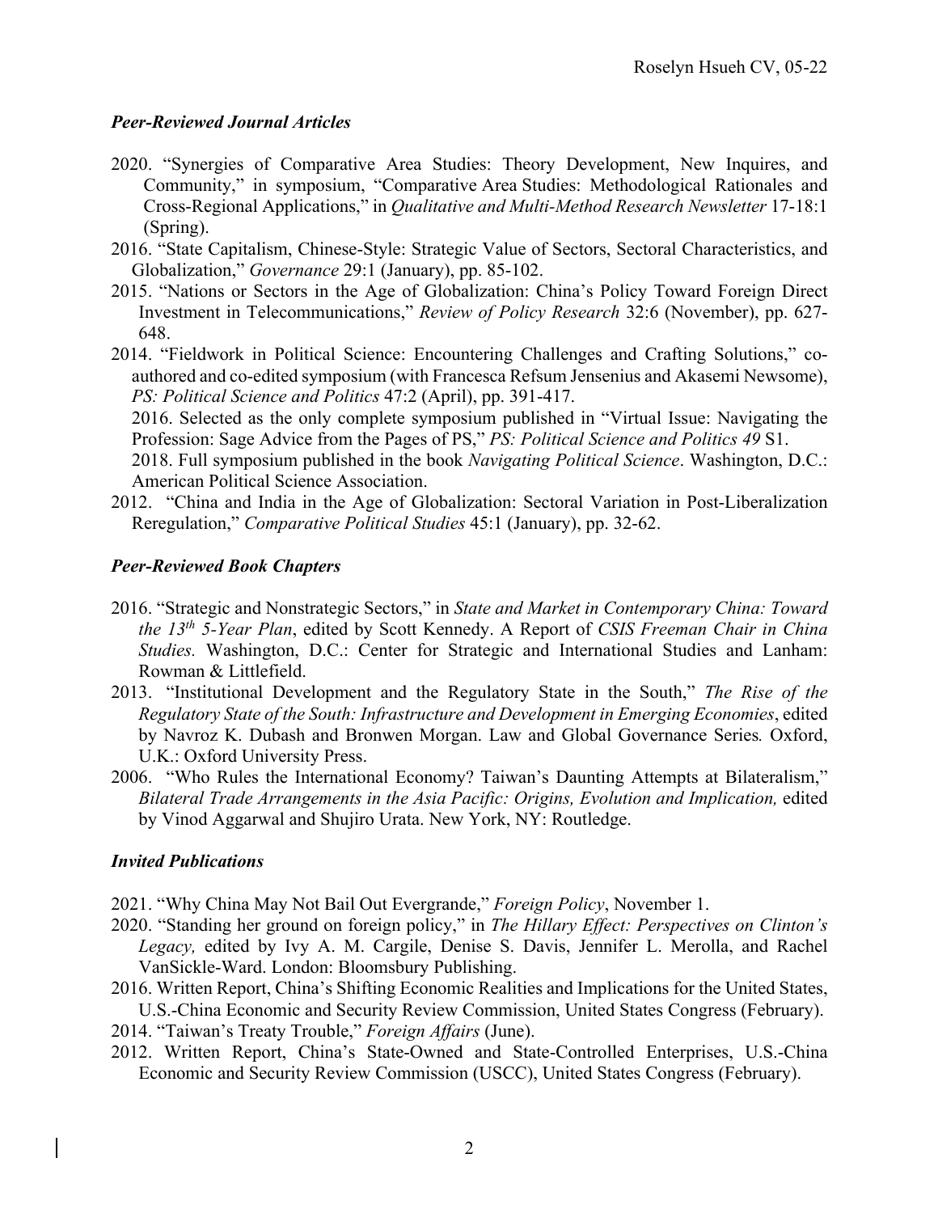### *Peer-Reviewed Journal Articles*

2020. "Synergies of Comparative Area Studies: Theory Development, New Inquires, and Community," in symposium, "Comparative Area Studies: Methodological Rationales and Cross-Regional Applications," in *Qualitative and Multi-Method Research Newsletter* 17-18:1 (Spring).

2016. "State Capitalism, Chinese-Style: Strategic Value of Sectors, Sectoral Characteristics, and Globalization," *Governance* 29:1 (January), pp. 85-102.

2015. "Nations or Sectors in the Age of Globalization: China's Policy Toward Foreign Direct Investment in Telecommunications," *Review of Policy Research* 32:6 (November), pp. 627-648.

2014. "Fieldwork in Political Science: Encountering Challenges and Crafting Solutions," co-authored and co-edited symposium (with Francesca Refsum Jensenius and Akasemi Newsome), *PS: Political Science and Politics* 47:2 (April), pp. 391-417.
2016. Selected as the only complete symposium published in "Virtual Issue: Navigating the Profession: Sage Advice from the Pages of PS," *PS: Political Science and Politics 49* S1.
2018. Full symposium published in the book *Navigating Political Science*. Washington, D.C.: American Political Science Association.

2012. "China and India in the Age of Globalization: Sectoral Variation in Post-Liberalization Reregulation," *Comparative Political Studies* 45:1 (January), pp. 32-62.

### *Peer-Reviewed Book Chapters*

2016. "Strategic and Nonstrategic Sectors," in *State and Market in Contemporary China: Toward the 13th 5-Year Plan*, edited by Scott Kennedy. A Report of *CSIS Freeman Chair in China Studies.* Washington, D.C.: Center for Strategic and International Studies and Lanham: Rowman & Littlefield.

2013. "Institutional Development and the Regulatory State in the South," *The Rise of the Regulatory State of the South: Infrastructure and Development in Emerging Economies*, edited by Navroz K. Dubash and Bronwen Morgan. Law and Global Governance Series*.* Oxford, U.K.: Oxford University Press.

2006. "Who Rules the International Economy? Taiwan's Daunting Attempts at Bilateralism," *Bilateral Trade Arrangements in the Asia Pacific: Origins, Evolution and Implication,* edited by Vinod Aggarwal and Shujiro Urata. New York, NY: Routledge.

### *Invited Publications*

2021. "Why China May Not Bail Out Evergrande," *Foreign Policy*, November 1.

2020. "Standing her ground on foreign policy," in *The Hillary Effect: Perspectives on Clinton's Legacy,* edited by Ivy A. M. Cargile, Denise S. Davis, Jennifer L. Merolla, and Rachel VanSickle-Ward. London: Bloomsbury Publishing.

2016. Written Report, China's Shifting Economic Realities and Implications for the United States, U.S.-China Economic and Security Review Commission, United States Congress (February).

2014. "Taiwan's Treaty Trouble," *Foreign Affairs* (June).

2012. Written Report, China's State-Owned and State-Controlled Enterprises, U.S.-China Economic and Security Review Commission (USCC), United States Congress (February).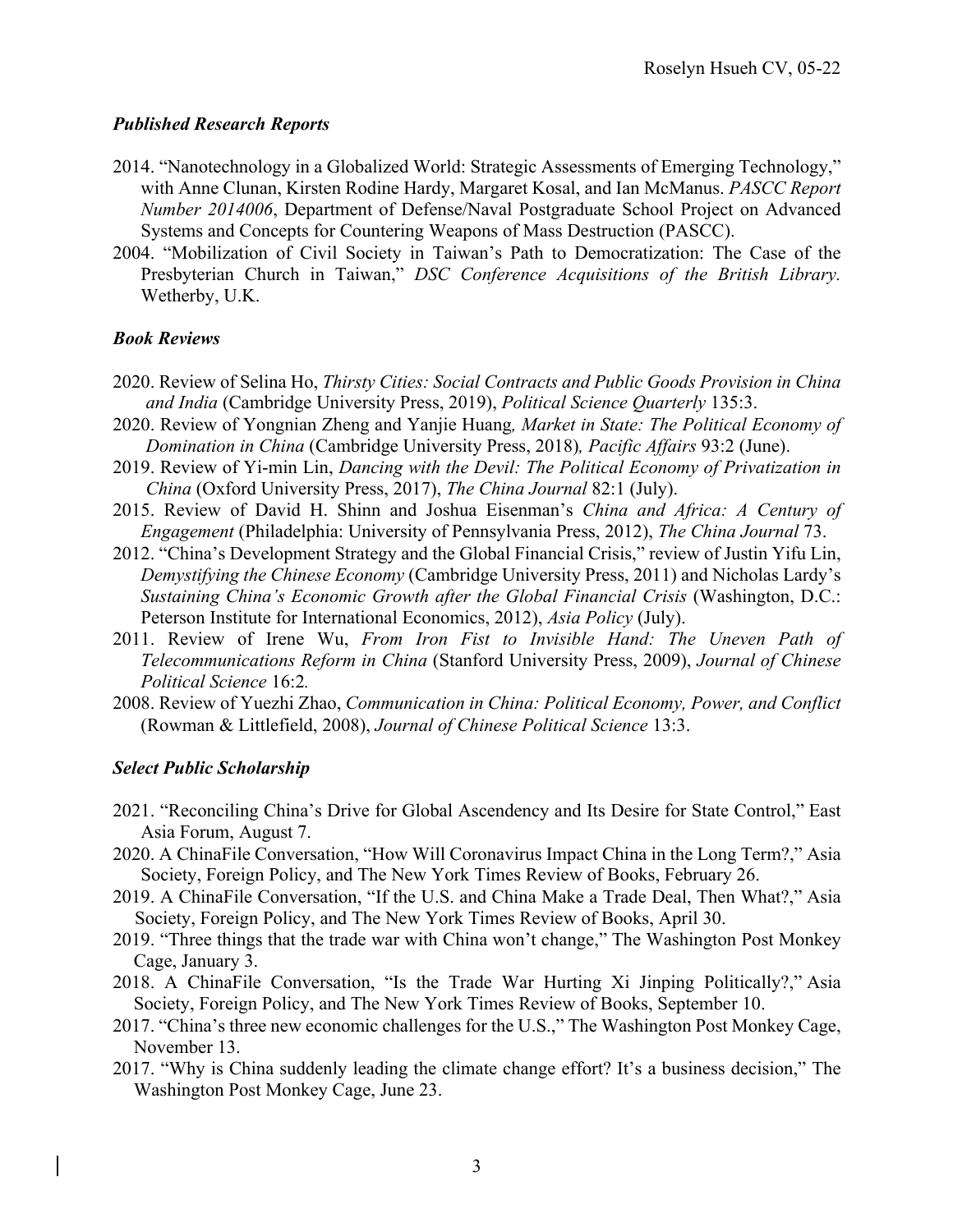### *Published Research Reports*

2014. "Nanotechnology in a Globalized World: Strategic Assessments of Emerging Technology," with Anne Clunan, Kirsten Rodine Hardy, Margaret Kosal, and Ian McManus. *PASCC Report Number 2014006*, Department of Defense/Naval Postgraduate School Project on Advanced Systems and Concepts for Countering Weapons of Mass Destruction (PASCC).

2004. "Mobilization of Civil Society in Taiwan's Path to Democratization: The Case of the Presbyterian Church in Taiwan," *DSC Conference Acquisitions of the British Library.* Wetherby, U.K.

### *Book Reviews*

2020. Review of Selina Ho, *Thirsty Cities: Social Contracts and Public Goods Provision in China and India* (Cambridge University Press, 2019), *Political Science Quarterly* 135:3.

2020. Review of Yongnian Zheng and Yanjie Huang*, Market in State: The Political Economy of Domination in China* (Cambridge University Press, 2018)*, Pacific Affairs* 93:2 (June).

2019. Review of Yi-min Lin, *Dancing with the Devil: The Political Economy of Privatization in China* (Oxford University Press, 2017), *The China Journal* 82:1 (July).

2015. Review of David H. Shinn and Joshua Eisenman's *China and Africa: A Century of Engagement* (Philadelphia: University of Pennsylvania Press, 2012), *The China Journal* 73.

2012. "China's Development Strategy and the Global Financial Crisis," review of Justin Yifu Lin, *Demystifying the Chinese Economy* (Cambridge University Press, 2011) and Nicholas Lardy's *Sustaining China's Economic Growth after the Global Financial Crisis* (Washington, D.C.: Peterson Institute for International Economics, 2012), *Asia Policy* (July).

2011. Review of Irene Wu, *From Iron Fist to Invisible Hand: The Uneven Path of Telecommunications Reform in China* (Stanford University Press, 2009), *Journal of Chinese Political Science* 16:2*.*

2008. Review of Yuezhi Zhao, *Communication in China: Political Economy, Power, and Conflict* (Rowman & Littlefield, 2008), *Journal of Chinese Political Science* 13:3.

### *Select Public Scholarship*

2021. "Reconciling China's Drive for Global Ascendency and Its Desire for State Control," East Asia Forum, August 7.

2020. A ChinaFile Conversation, "How Will Coronavirus Impact China in the Long Term?," Asia Society, Foreign Policy, and The New York Times Review of Books, February 26.

2019. A ChinaFile Conversation, "If the U.S. and China Make a Trade Deal, Then What?," Asia Society, Foreign Policy, and The New York Times Review of Books, April 30.

2019. "Three things that the trade war with China won't change," The Washington Post Monkey Cage, January 3.

2018. A ChinaFile Conversation, "Is the Trade War Hurting Xi Jinping Politically?," Asia Society, Foreign Policy, and The New York Times Review of Books, September 10.

2017. "China's three new economic challenges for the U.S.," The Washington Post Monkey Cage, November 13.

2017. "Why is China suddenly leading the climate change effort? It's a business decision," The Washington Post Monkey Cage, June 23.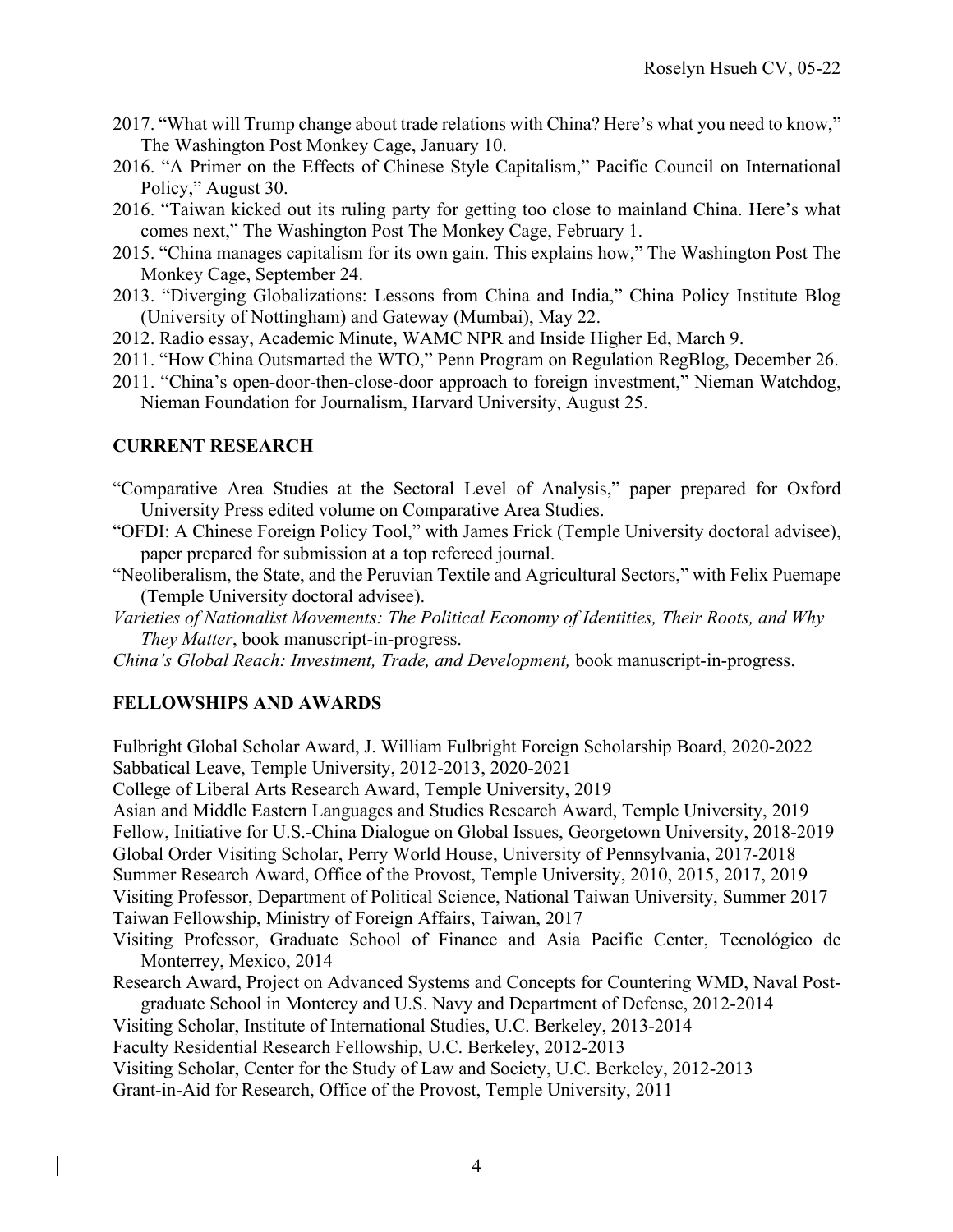2017. "What will Trump change about trade relations with China? Here's what you need to know," The Washington Post Monkey Cage, January 10.

2016. "A Primer on the Effects of Chinese Style Capitalism," Pacific Council on International Policy," August 30.

2016. "Taiwan kicked out its ruling party for getting too close to mainland China. Here's what comes next," The Washington Post The Monkey Cage, February 1.

2015. "China manages capitalism for its own gain. This explains how," The Washington Post The Monkey Cage, September 24.

2013. "Diverging Globalizations: Lessons from China and India," China Policy Institute Blog (University of Nottingham) and Gateway (Mumbai), May 22.

2012. Radio essay, Academic Minute, WAMC NPR and Inside Higher Ed, March 9.

2011. "How China Outsmarted the WTO," Penn Program on Regulation RegBlog, December 26.

2011. "China's open-door-then-close-door approach to foreign investment," Nieman Watchdog, Nieman Foundation for Journalism, Harvard University, August 25.

## CURRENT RESEARCH

"Comparative Area Studies at the Sectoral Level of Analysis," paper prepared for Oxford University Press edited volume on Comparative Area Studies.

"OFDI: A Chinese Foreign Policy Tool," with James Frick (Temple University doctoral advisee), paper prepared for submission at a top refereed journal.

"Neoliberalism, the State, and the Peruvian Textile and Agricultural Sectors," with Felix Puemape (Temple University doctoral advisee).

*Varieties of Nationalist Movements: The Political Economy of Identities, Their Roots, and Why They Matter*, book manuscript-in-progress.

*China's Global Reach: Investment, Trade, and Development,* book manuscript-in-progress.

## FELLOWSHIPS AND AWARDS

Fulbright Global Scholar Award, J. William Fulbright Foreign Scholarship Board, 2020-2022

Sabbatical Leave, Temple University, 2012-2013, 2020-2021

College of Liberal Arts Research Award, Temple University, 2019

Asian and Middle Eastern Languages and Studies Research Award, Temple University, 2019

Fellow, Initiative for U.S.-China Dialogue on Global Issues, Georgetown University, 2018-2019

Global Order Visiting Scholar, Perry World House, University of Pennsylvania, 2017-2018

Summer Research Award, Office of the Provost, Temple University, 2010, 2015, 2017, 2019

Visiting Professor, Department of Political Science, National Taiwan University, Summer 2017

Taiwan Fellowship, Ministry of Foreign Affairs, Taiwan, 2017

Visiting Professor, Graduate School of Finance and Asia Pacific Center, Tecnológico de Monterrey, Mexico, 2014

Research Award, Project on Advanced Systems and Concepts for Countering WMD, Naval Post-graduate School in Monterey and U.S. Navy and Department of Defense, 2012-2014

Visiting Scholar, Institute of International Studies, U.C. Berkeley, 2013-2014

Faculty Residential Research Fellowship, U.C. Berkeley, 2012-2013

Visiting Scholar, Center for the Study of Law and Society, U.C. Berkeley, 2012-2013

Grant-in-Aid for Research, Office of the Provost, Temple University, 2011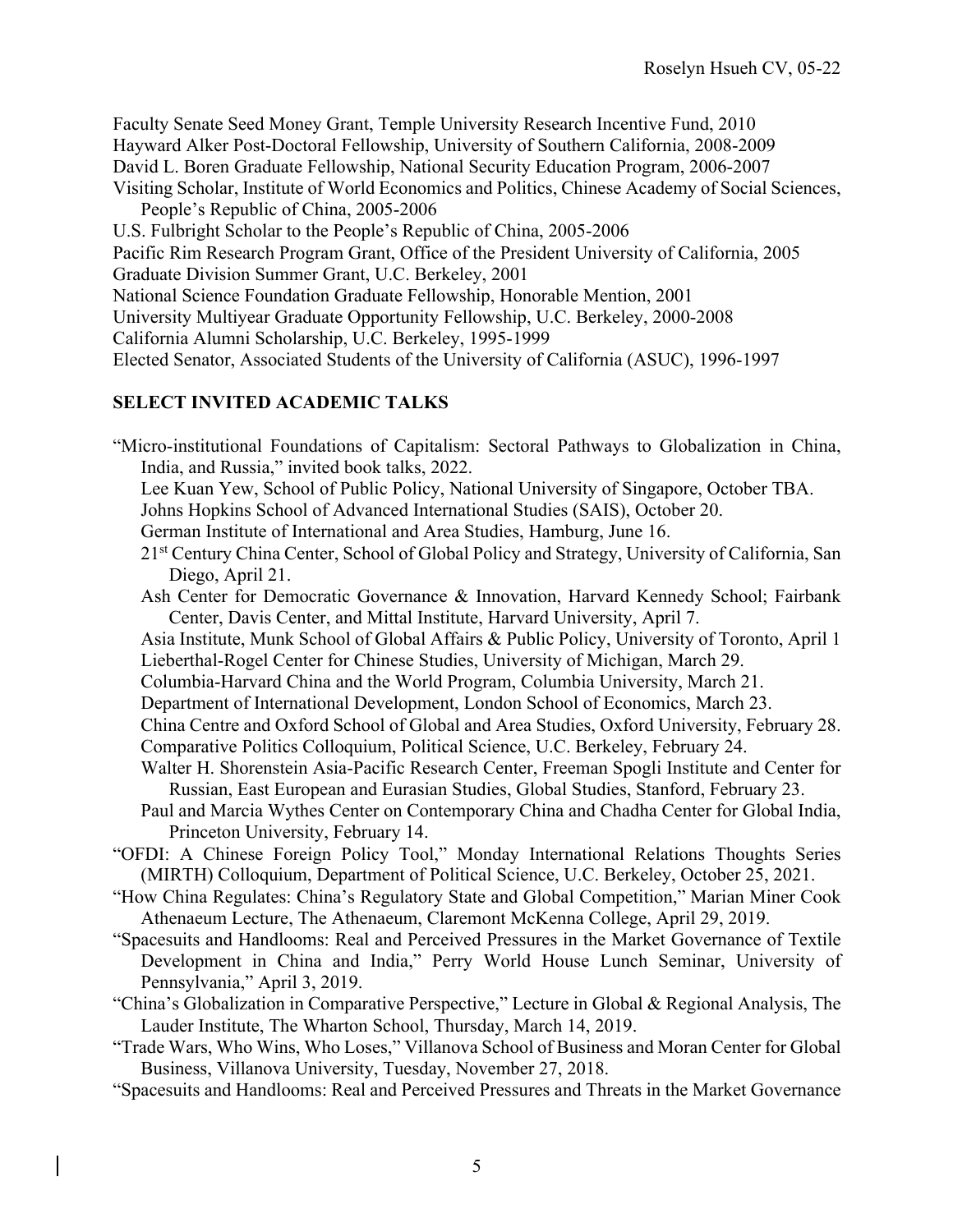Faculty Senate Seed Money Grant, Temple University Research Incentive Fund, 2010
Hayward Alker Post-Doctoral Fellowship, University of Southern California, 2008-2009
David L. Boren Graduate Fellowship, National Security Education Program, 2006-2007
Visiting Scholar, Institute of World Economics and Politics, Chinese Academy of Social Sciences, People's Republic of China, 2005-2006
U.S. Fulbright Scholar to the People's Republic of China, 2005-2006
Pacific Rim Research Program Grant, Office of the President University of California, 2005
Graduate Division Summer Grant, U.C. Berkeley, 2001
National Science Foundation Graduate Fellowship, Honorable Mention, 2001
University Multiyear Graduate Opportunity Fellowship, U.C. Berkeley, 2000-2008
California Alumni Scholarship, U.C. Berkeley, 1995-1999
Elected Senator, Associated Students of the University of California (ASUC), 1996-1997

## SELECT INVITED ACADEMIC TALKS

"Micro-institutional Foundations of Capitalism: Sectoral Pathways to Globalization in China, India, and Russia," invited book talks, 2022.
- Lee Kuan Yew, School of Public Policy, National University of Singapore, October TBA.
- Johns Hopkins School of Advanced International Studies (SAIS), October 20.
- German Institute of International and Area Studies, Hamburg, June 16.
- 21st Century China Center, School of Global Policy and Strategy, University of California, San Diego, April 21.
- Ash Center for Democratic Governance & Innovation, Harvard Kennedy School; Fairbank Center, Davis Center, and Mittal Institute, Harvard University, April 7.
- Asia Institute, Munk School of Global Affairs & Public Policy, University of Toronto, April 1
- Lieberthal-Rogel Center for Chinese Studies, University of Michigan, March 29.
- Columbia-Harvard China and the World Program, Columbia University, March 21.
- Department of International Development, London School of Economics, March 23.
- China Centre and Oxford School of Global and Area Studies, Oxford University, February 28.
- Comparative Politics Colloquium, Political Science, U.C. Berkeley, February 24.
- Walter H. Shorenstein Asia-Pacific Research Center, Freeman Spogli Institute and Center for Russian, East European and Eurasian Studies, Global Studies, Stanford, February 23.
- Paul and Marcia Wythes Center on Contemporary China and Chadha Center for Global India, Princeton University, February 14.

"OFDI: A Chinese Foreign Policy Tool," Monday International Relations Thoughts Series (MIRTH) Colloquium, Department of Political Science, U.C. Berkeley, October 25, 2021.

"How China Regulates: China's Regulatory State and Global Competition," Marian Miner Cook Athenaeum Lecture, The Athenaeum, Claremont McKenna College, April 29, 2019.

"Spacesuits and Handlooms: Real and Perceived Pressures in the Market Governance of Textile Development in China and India," Perry World House Lunch Seminar, University of Pennsylvania," April 3, 2019.

"China's Globalization in Comparative Perspective," Lecture in Global & Regional Analysis, The Lauder Institute, The Wharton School, Thursday, March 14, 2019.

"Trade Wars, Who Wins, Who Loses," Villanova School of Business and Moran Center for Global Business, Villanova University, Tuesday, November 27, 2018.

"Spacesuits and Handlooms: Real and Perceived Pressures and Threats in the Market Governance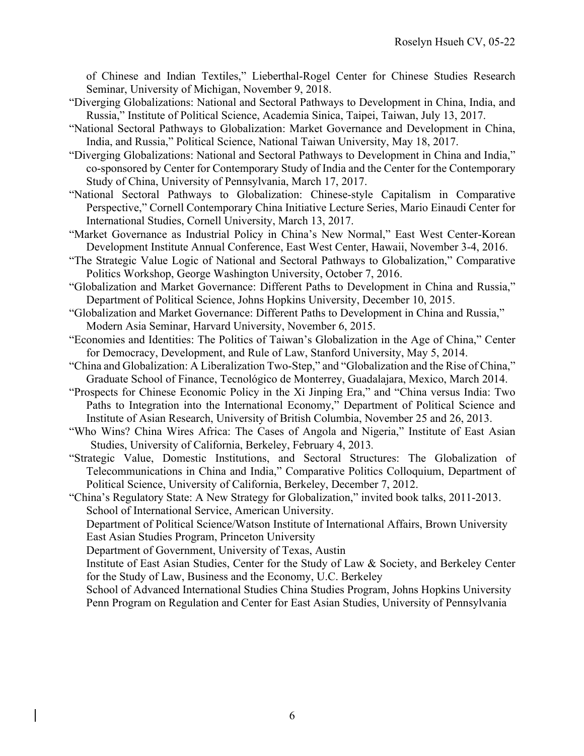of Chinese and Indian Textiles," Lieberthal-Rogel Center for Chinese Studies Research Seminar, University of Michigan, November 9, 2018.

"Diverging Globalizations: National and Sectoral Pathways to Development in China, India, and Russia," Institute of Political Science, Academia Sinica, Taipei, Taiwan, July 13, 2017.

"National Sectoral Pathways to Globalization: Market Governance and Development in China, India, and Russia," Political Science, National Taiwan University, May 18, 2017.

"Diverging Globalizations: National and Sectoral Pathways to Development in China and India," co-sponsored by Center for Contemporary Study of India and the Center for the Contemporary Study of China, University of Pennsylvania, March 17, 2017.

"National Sectoral Pathways to Globalization: Chinese-style Capitalism in Comparative Perspective," Cornell Contemporary China Initiative Lecture Series, Mario Einaudi Center for International Studies, Cornell University, March 13, 2017.

"Market Governance as Industrial Policy in China's New Normal," East West Center-Korean Development Institute Annual Conference, East West Center, Hawaii, November 3-4, 2016.

"The Strategic Value Logic of National and Sectoral Pathways to Globalization," Comparative Politics Workshop, George Washington University, October 7, 2016.

"Globalization and Market Governance: Different Paths to Development in China and Russia," Department of Political Science, Johns Hopkins University, December 10, 2015.

"Globalization and Market Governance: Different Paths to Development in China and Russia," Modern Asia Seminar, Harvard University, November 6, 2015.

"Economies and Identities: The Politics of Taiwan's Globalization in the Age of China," Center for Democracy, Development, and Rule of Law, Stanford University, May 5, 2014.

"China and Globalization: A Liberalization Two-Step," and "Globalization and the Rise of China," Graduate School of Finance, Tecnológico de Monterrey, Guadalajara, Mexico, March 2014.

"Prospects for Chinese Economic Policy in the Xi Jinping Era," and "China versus India: Two Paths to Integration into the International Economy," Department of Political Science and Institute of Asian Research, University of British Columbia, November 25 and 26, 2013.

"Who Wins? China Wires Africa: The Cases of Angola and Nigeria," Institute of East Asian Studies, University of California, Berkeley, February 4, 2013.

"Strategic Value, Domestic Institutions, and Sectoral Structures: The Globalization of Telecommunications in China and India," Comparative Politics Colloquium, Department of Political Science, University of California, Berkeley, December 7, 2012.

"China's Regulatory State: A New Strategy for Globalization," invited book talks, 2011-2013.
School of International Service, American University.
Department of Political Science/Watson Institute of International Affairs, Brown University
East Asian Studies Program, Princeton University
Department of Government, University of Texas, Austin
Institute of East Asian Studies, Center for the Study of Law & Society, and Berkeley Center for the Study of Law, Business and the Economy, U.C. Berkeley
School of Advanced International Studies China Studies Program, Johns Hopkins University
Penn Program on Regulation and Center for East Asian Studies, University of Pennsylvania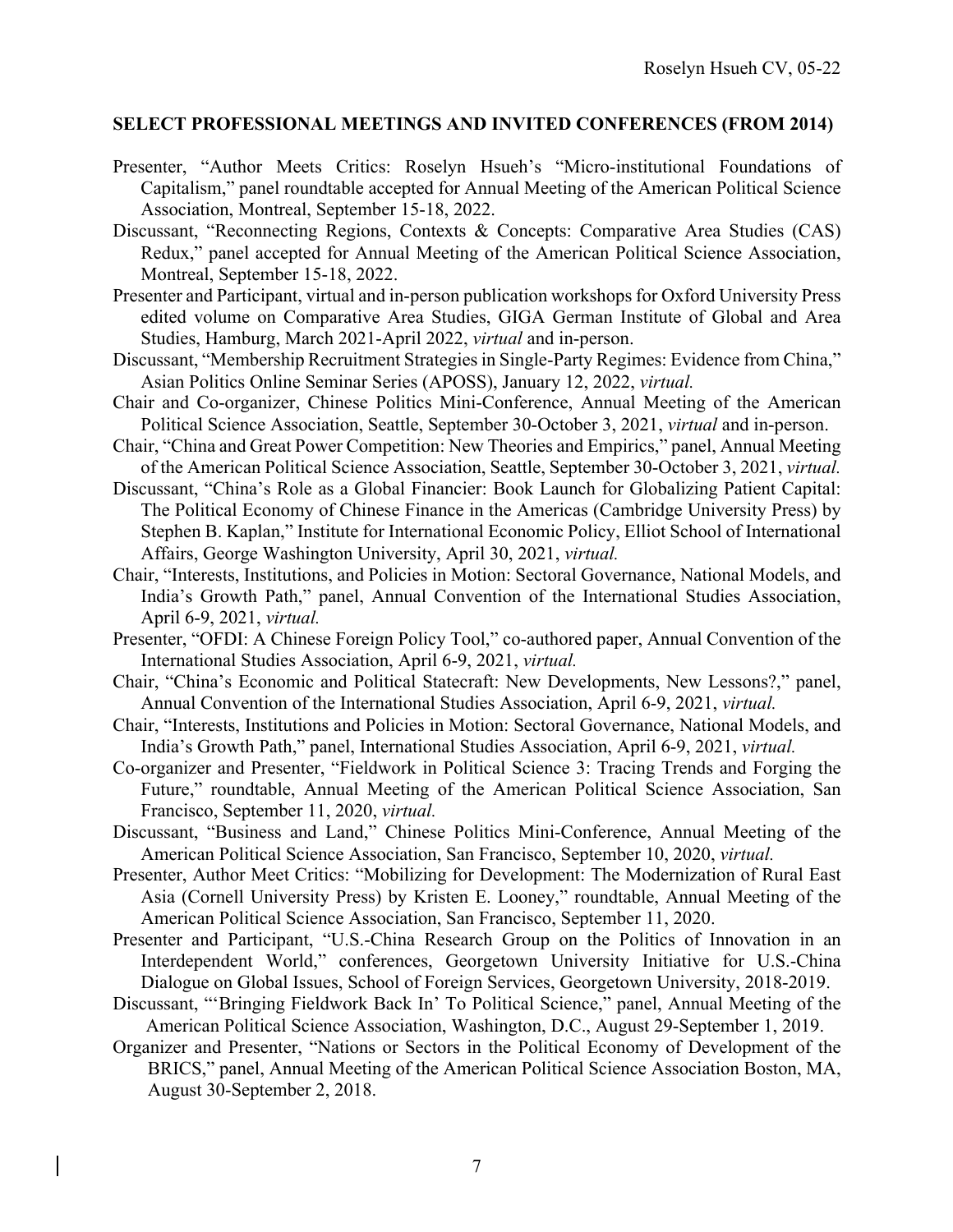**SELECT PROFESSIONAL MEETINGS AND INVITED CONFERENCES (FROM 2014)**

Presenter, "Author Meets Critics: Roselyn Hsueh's "Micro-institutional Foundations of Capitalism," panel roundtable accepted for Annual Meeting of the American Political Science Association, Montreal, September 15-18, 2022.

Discussant, "Reconnecting Regions, Contexts & Concepts: Comparative Area Studies (CAS) Redux," panel accepted for Annual Meeting of the American Political Science Association, Montreal, September 15-18, 2022.

Presenter and Participant, virtual and in-person publication workshops for Oxford University Press edited volume on Comparative Area Studies, GIGA German Institute of Global and Area Studies, Hamburg, March 2021-April 2022, *virtual* and in-person.

Discussant, "Membership Recruitment Strategies in Single-Party Regimes: Evidence from China," Asian Politics Online Seminar Series (APOSS), January 12, 2022, *virtual.*

Chair and Co-organizer, Chinese Politics Mini-Conference, Annual Meeting of the American Political Science Association, Seattle, September 30-October 3, 2021, *virtual* and in-person.

Chair, "China and Great Power Competition: New Theories and Empirics," panel, Annual Meeting of the American Political Science Association, Seattle, September 30-October 3, 2021, *virtual.*

Discussant, "China's Role as a Global Financier: Book Launch for Globalizing Patient Capital: The Political Economy of Chinese Finance in the Americas (Cambridge University Press) by Stephen B. Kaplan," Institute for International Economic Policy, Elliot School of International Affairs, George Washington University, April 30, 2021, *virtual.*

Chair, "Interests, Institutions, and Policies in Motion: Sectoral Governance, National Models, and India's Growth Path," panel, Annual Convention of the International Studies Association, April 6-9, 2021, *virtual.*

Presenter, "OFDI: A Chinese Foreign Policy Tool," co-authored paper, Annual Convention of the International Studies Association, April 6-9, 2021, *virtual.*

Chair, "China's Economic and Political Statecraft: New Developments, New Lessons?," panel, Annual Convention of the International Studies Association, April 6-9, 2021, *virtual.*

Chair, "Interests, Institutions and Policies in Motion: Sectoral Governance, National Models, and India's Growth Path," panel, International Studies Association, April 6-9, 2021, *virtual.*

Co-organizer and Presenter, "Fieldwork in Political Science 3: Tracing Trends and Forging the Future," roundtable, Annual Meeting of the American Political Science Association, San Francisco, September 11, 2020, *virtual.*

Discussant, "Business and Land," Chinese Politics Mini-Conference, Annual Meeting of the American Political Science Association, San Francisco, September 10, 2020, *virtual.*

Presenter, Author Meet Critics: "Mobilizing for Development: The Modernization of Rural East Asia (Cornell University Press) by Kristen E. Looney," roundtable, Annual Meeting of the American Political Science Association, San Francisco, September 11, 2020.

Presenter and Participant, "U.S.-China Research Group on the Politics of Innovation in an Interdependent World," conferences, Georgetown University Initiative for U.S.-China Dialogue on Global Issues, School of Foreign Services, Georgetown University, 2018-2019.

Discussant, "'Bringing Fieldwork Back In' To Political Science," panel, Annual Meeting of the American Political Science Association, Washington, D.C., August 29-September 1, 2019.

Organizer and Presenter, "Nations or Sectors in the Political Economy of Development of the BRICS," panel, Annual Meeting of the American Political Science Association Boston, MA, August 30-September 2, 2018.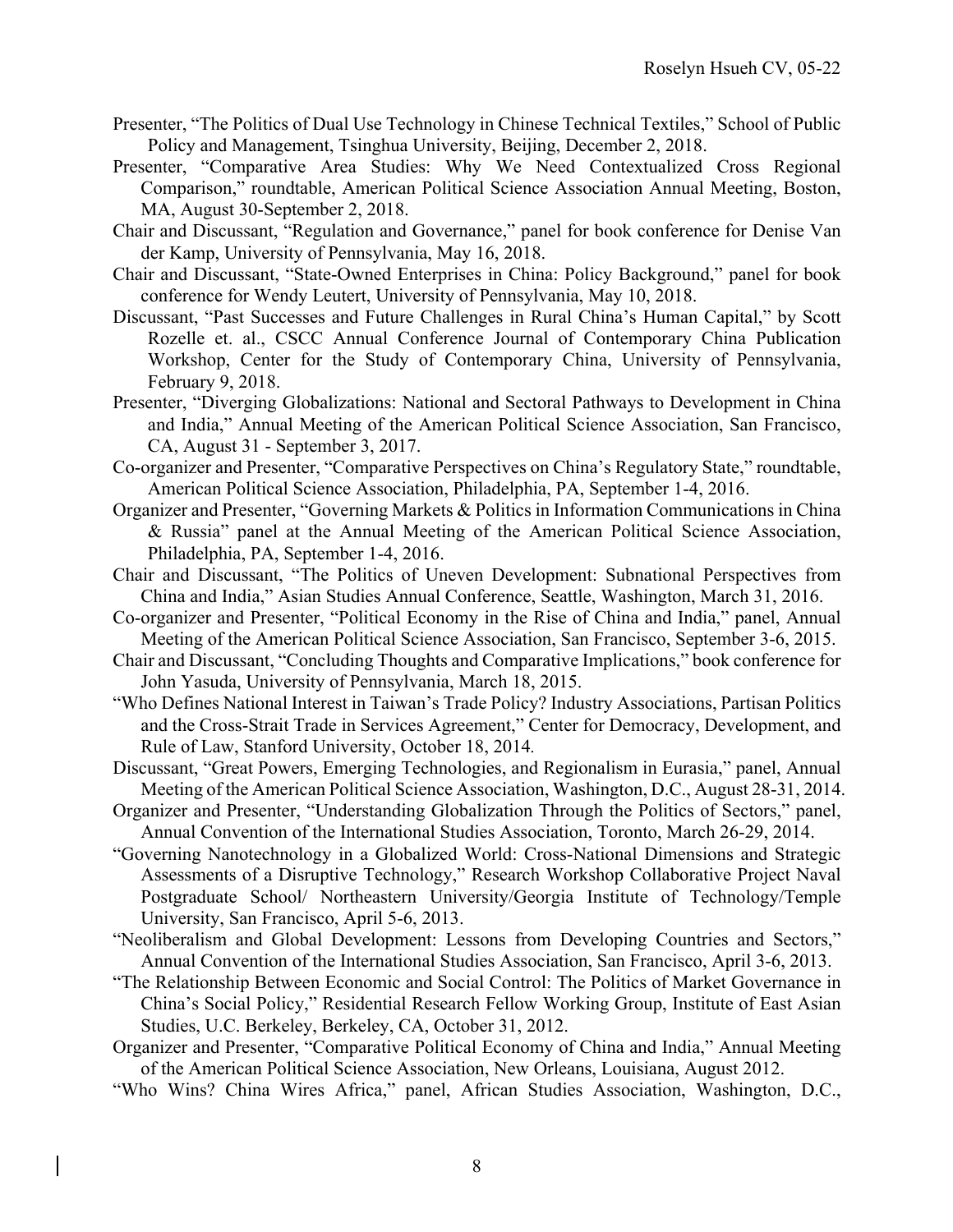Presenter, "The Politics of Dual Use Technology in Chinese Technical Textiles," School of Public Policy and Management, Tsinghua University, Beijing, December 2, 2018.

Presenter, "Comparative Area Studies: Why We Need Contextualized Cross Regional Comparison," roundtable, American Political Science Association Annual Meeting, Boston, MA, August 30-September 2, 2018.

Chair and Discussant, "Regulation and Governance," panel for book conference for Denise Van der Kamp, University of Pennsylvania, May 16, 2018.

Chair and Discussant, "State-Owned Enterprises in China: Policy Background," panel for book conference for Wendy Leutert, University of Pennsylvania, May 10, 2018.

Discussant, "Past Successes and Future Challenges in Rural China's Human Capital," by Scott Rozelle et. al., CSCC Annual Conference Journal of Contemporary China Publication Workshop, Center for the Study of Contemporary China, University of Pennsylvania, February 9, 2018.

Presenter, "Diverging Globalizations: National and Sectoral Pathways to Development in China and India," Annual Meeting of the American Political Science Association, San Francisco, CA, August 31 - September 3, 2017.

Co-organizer and Presenter, "Comparative Perspectives on China's Regulatory State," roundtable, American Political Science Association, Philadelphia, PA, September 1-4, 2016.

Organizer and Presenter, "Governing Markets & Politics in Information Communications in China & Russia" panel at the Annual Meeting of the American Political Science Association, Philadelphia, PA, September 1-4, 2016.

Chair and Discussant, "The Politics of Uneven Development: Subnational Perspectives from China and India," Asian Studies Annual Conference, Seattle, Washington, March 31, 2016.

Co-organizer and Presenter, "Political Economy in the Rise of China and India," panel, Annual Meeting of the American Political Science Association, San Francisco, September 3-6, 2015.

Chair and Discussant, "Concluding Thoughts and Comparative Implications," book conference for John Yasuda, University of Pennsylvania, March 18, 2015.

"Who Defines National Interest in Taiwan's Trade Policy? Industry Associations, Partisan Politics and the Cross-Strait Trade in Services Agreement," Center for Democracy, Development, and Rule of Law, Stanford University, October 18, 2014.

Discussant, "Great Powers, Emerging Technologies, and Regionalism in Eurasia," panel, Annual Meeting of the American Political Science Association, Washington, D.C., August 28-31, 2014.

Organizer and Presenter, "Understanding Globalization Through the Politics of Sectors," panel, Annual Convention of the International Studies Association, Toronto, March 26-29, 2014.

"Governing Nanotechnology in a Globalized World: Cross-National Dimensions and Strategic Assessments of a Disruptive Technology," Research Workshop Collaborative Project Naval Postgraduate School/ Northeastern University/Georgia Institute of Technology/Temple University, San Francisco, April 5-6, 2013.

"Neoliberalism and Global Development: Lessons from Developing Countries and Sectors," Annual Convention of the International Studies Association, San Francisco, April 3-6, 2013.

"The Relationship Between Economic and Social Control: The Politics of Market Governance in China's Social Policy," Residential Research Fellow Working Group, Institute of East Asian Studies, U.C. Berkeley, Berkeley, CA, October 31, 2012.

Organizer and Presenter, "Comparative Political Economy of China and India," Annual Meeting of the American Political Science Association, New Orleans, Louisiana, August 2012.

"Who Wins? China Wires Africa," panel, African Studies Association, Washington, D.C.,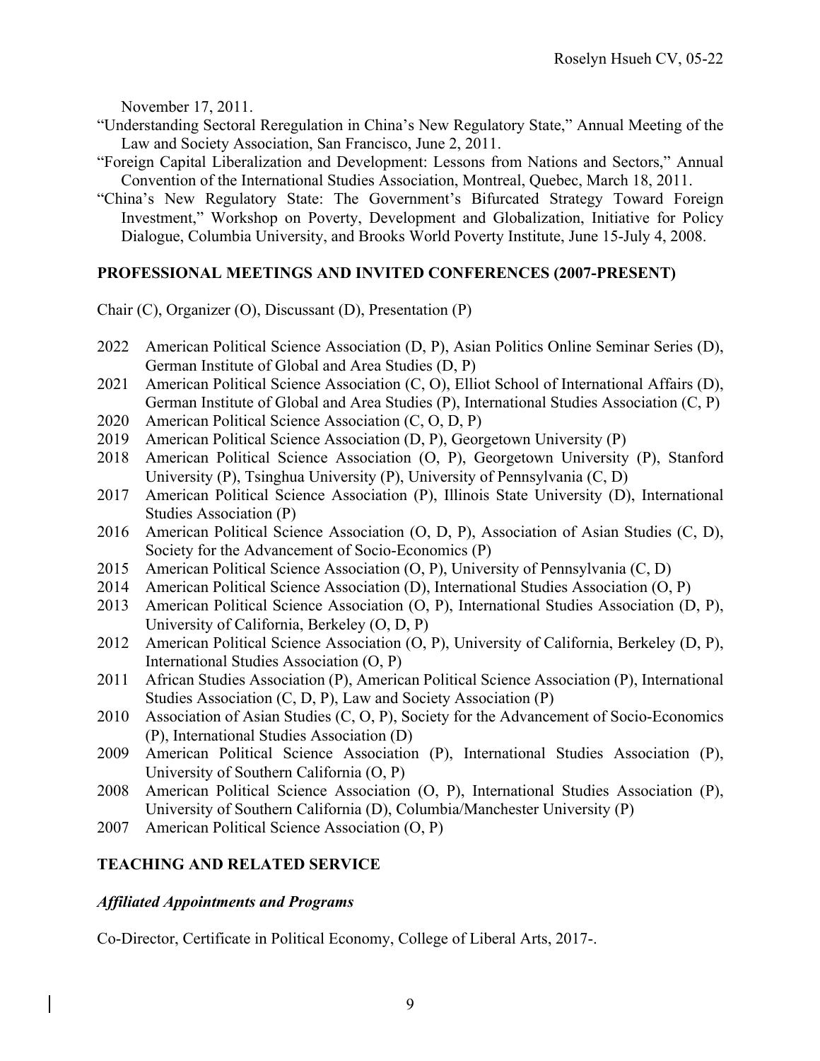November 17, 2011.

"Understanding Sectoral Reregulation in China's New Regulatory State," Annual Meeting of the Law and Society Association, San Francisco, June 2, 2011.

"Foreign Capital Liberalization and Development: Lessons from Nations and Sectors," Annual Convention of the International Studies Association, Montreal, Quebec, March 18, 2011.

"China's New Regulatory State: The Government's Bifurcated Strategy Toward Foreign Investment," Workshop on Poverty, Development and Globalization, Initiative for Policy Dialogue, Columbia University, and Brooks World Poverty Institute, June 15-July 4, 2008.

## PROFESSIONAL MEETINGS AND INVITED CONFERENCES (2007-PRESENT)

Chair (C), Organizer (O), Discussant (D), Presentation (P)

- 2022 American Political Science Association (D, P), Asian Politics Online Seminar Series (D), German Institute of Global and Area Studies (D, P)
- 2021 American Political Science Association (C, O), Elliot School of International Affairs (D), German Institute of Global and Area Studies (P), International Studies Association (C, P)
- 2020 American Political Science Association (C, O, D, P)
- 2019 American Political Science Association (D, P), Georgetown University (P)
- 2018 American Political Science Association (O, P), Georgetown University (P), Stanford University (P), Tsinghua University (P), University of Pennsylvania (C, D)
- 2017 American Political Science Association (P), Illinois State University (D), International Studies Association (P)
- 2016 American Political Science Association (O, D, P), Association of Asian Studies (C, D), Society for the Advancement of Socio-Economics (P)
- 2015 American Political Science Association (O, P), University of Pennsylvania (C, D)
- 2014 American Political Science Association (D), International Studies Association (O, P)
- 2013 American Political Science Association (O, P), International Studies Association (D, P), University of California, Berkeley (O, D, P)
- 2012 American Political Science Association (O, P), University of California, Berkeley (D, P), International Studies Association (O, P)
- 2011 African Studies Association (P), American Political Science Association (P), International Studies Association (C, D, P), Law and Society Association (P)
- 2010 Association of Asian Studies (C, O, P), Society for the Advancement of Socio-Economics (P), International Studies Association (D)
- 2009 American Political Science Association (P), International Studies Association (P), University of Southern California (O, P)
- 2008 American Political Science Association (O, P), International Studies Association (P), University of Southern California (D), Columbia/Manchester University (P)
- 2007 American Political Science Association (O, P)

## TEACHING AND RELATED SERVICE

### *Affiliated Appointments and Programs*

Co-Director, Certificate in Political Economy, College of Liberal Arts, 2017-.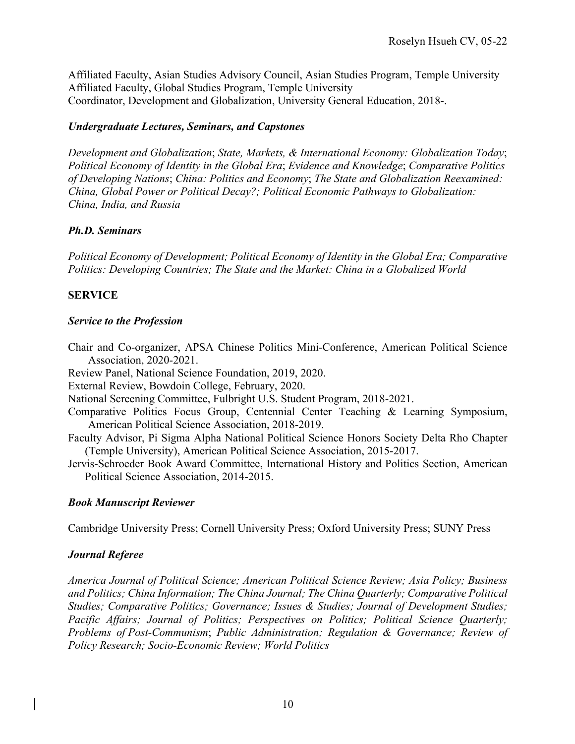Affiliated Faculty, Asian Studies Advisory Council, Asian Studies Program, Temple University
Affiliated Faculty, Global Studies Program, Temple University
Coordinator, Development and Globalization, University General Education, 2018-.

### *Undergraduate Lectures, Seminars, and Capstones*

*Development and Globalization*; *State, Markets, & International Economy: Globalization Today*; *Political Economy of Identity in the Global Era*; *Evidence and Knowledge*; *Comparative Politics of Developing Nations*; *China: Politics and Economy*; *The State and Globalization Reexamined: China, Global Power or Political Decay?; Political Economic Pathways to Globalization: China, India, and Russia*

### *Ph.D. Seminars*

*Political Economy of Development; Political Economy of Identity in the Global Era; Comparative Politics: Developing Countries; The State and the Market: China in a Globalized World*

## SERVICE

### *Service to the Profession*

Chair and Co-organizer, APSA Chinese Politics Mini-Conference, American Political Science Association, 2020-2021.

Review Panel, National Science Foundation, 2019, 2020.

External Review, Bowdoin College, February, 2020.

National Screening Committee, Fulbright U.S. Student Program, 2018-2021.

Comparative Politics Focus Group, Centennial Center Teaching & Learning Symposium, American Political Science Association, 2018-2019.

Faculty Advisor, Pi Sigma Alpha National Political Science Honors Society Delta Rho Chapter (Temple University), American Political Science Association, 2015-2017.

Jervis-Schroeder Book Award Committee, International History and Politics Section, American Political Science Association, 2014-2015.

### *Book Manuscript Reviewer*

Cambridge University Press; Cornell University Press; Oxford University Press; SUNY Press

### *Journal Referee*

*America Journal of Political Science; American Political Science Review; Asia Policy; Business and Politics; China Information; The China Journal; The China Quarterly; Comparative Political Studies; Comparative Politics; Governance; Issues & Studies; Journal of Development Studies; Pacific Affairs; Journal of Politics; Perspectives on Politics; Political Science Quarterly; Problems of Post-Communism*; *Public Administration; Regulation & Governance; Review of Policy Research; Socio-Economic Review; World Politics*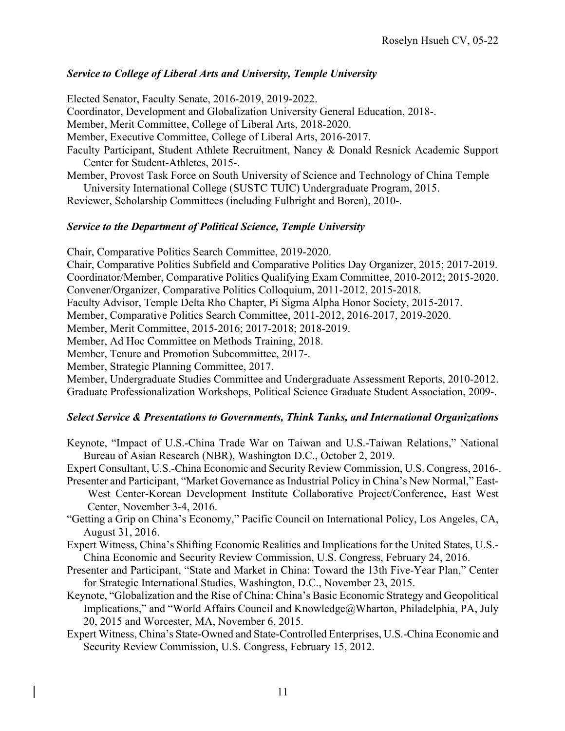### *Service to College of Liberal Arts and University, Temple University*

Elected Senator, Faculty Senate, 2016-2019, 2019-2022.

Coordinator, Development and Globalization University General Education, 2018-.

Member, Merit Committee, College of Liberal Arts, 2018-2020.

Member, Executive Committee, College of Liberal Arts, 2016-2017.

Faculty Participant, Student Athlete Recruitment, Nancy & Donald Resnick Academic Support Center for Student-Athletes, 2015-.

Member, Provost Task Force on South University of Science and Technology of China Temple University International College (SUSTC TUIC) Undergraduate Program, 2015.

Reviewer, Scholarship Committees (including Fulbright and Boren), 2010-.

### *Service to the Department of Political Science, Temple University*

Chair, Comparative Politics Search Committee, 2019-2020.

Chair, Comparative Politics Subfield and Comparative Politics Day Organizer, 2015; 2017-2019.

Coordinator/Member, Comparative Politics Qualifying Exam Committee, 2010-2012; 2015-2020.

Convener/Organizer, Comparative Politics Colloquium, 2011-2012, 2015-2018.

Faculty Advisor, Temple Delta Rho Chapter, Pi Sigma Alpha Honor Society, 2015-2017.

Member, Comparative Politics Search Committee, 2011-2012, 2016-2017, 2019-2020.

Member, Merit Committee, 2015-2016; 2017-2018; 2018-2019.

Member, Ad Hoc Committee on Methods Training, 2018.

Member, Tenure and Promotion Subcommittee, 2017-.

Member, Strategic Planning Committee, 2017.

Member, Undergraduate Studies Committee and Undergraduate Assessment Reports, 2010-2012.

Graduate Professionalization Workshops, Political Science Graduate Student Association, 2009-.

### *Select Service & Presentations to Governments, Think Tanks, and International Organizations*

Keynote, "Impact of U.S.-China Trade War on Taiwan and U.S.-Taiwan Relations," National Bureau of Asian Research (NBR), Washington D.C., October 2, 2019.

Expert Consultant, U.S.-China Economic and Security Review Commission, U.S. Congress, 2016-.

Presenter and Participant, "Market Governance as Industrial Policy in China's New Normal," East-West Center-Korean Development Institute Collaborative Project/Conference, East West Center, November 3-4, 2016.

"Getting a Grip on China's Economy," Pacific Council on International Policy, Los Angeles, CA, August 31, 2016.

Expert Witness, China's Shifting Economic Realities and Implications for the United States, U.S.-China Economic and Security Review Commission, U.S. Congress, February 24, 2016.

Presenter and Participant, "State and Market in China: Toward the 13th Five-Year Plan," Center for Strategic International Studies, Washington, D.C., November 23, 2015.

Keynote, "Globalization and the Rise of China: China's Basic Economic Strategy and Geopolitical Implications," and "World Affairs Council and Knowledge@Wharton, Philadelphia, PA, July 20, 2015 and Worcester, MA, November 6, 2015.

Expert Witness, China's State-Owned and State-Controlled Enterprises, U.S.-China Economic and Security Review Commission, U.S. Congress, February 15, 2012.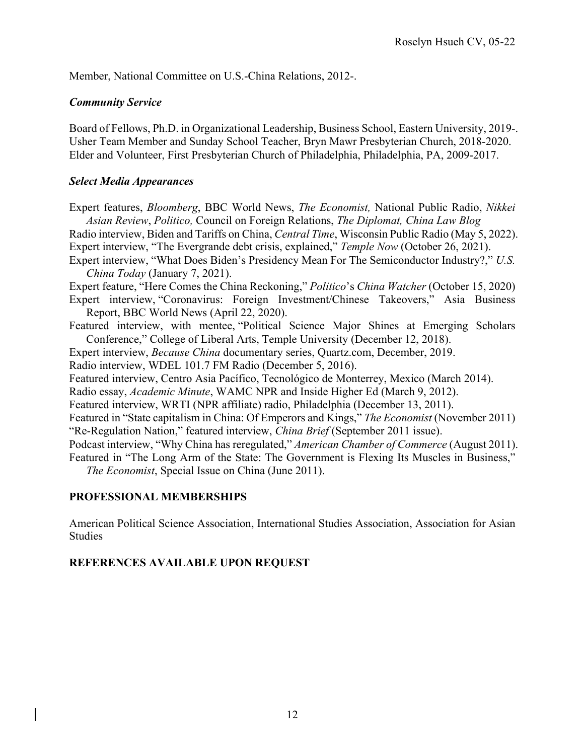Member, National Committee on U.S.-China Relations, 2012-.

### *Community Service*

Board of Fellows, Ph.D. in Organizational Leadership, Business School, Eastern University, 2019-.
Usher Team Member and Sunday School Teacher, Bryn Mawr Presbyterian Church, 2018-2020.
Elder and Volunteer, First Presbyterian Church of Philadelphia, Philadelphia, PA, 2009-2017.

### *Select Media Appearances*

Expert features, *Bloomberg*, BBC World News, *The Economist,* National Public Radio, *Nikkei Asian Review*, *Politico,* Council on Foreign Relations, *The Diplomat, China Law Blog*

Radio interview, Biden and Tariffs on China, *Central Time*, Wisconsin Public Radio (May 5, 2022).

Expert interview, "The Evergrande debt crisis, explained," *Temple Now* (October 26, 2021).

Expert interview, "What Does Biden's Presidency Mean For The Semiconductor Industry?," *U.S. China Today* (January 7, 2021).

Expert feature, "Here Comes the China Reckoning," *Politico*'s *China Watcher* (October 15, 2020)

Expert interview, "Coronavirus: Foreign Investment/Chinese Takeovers," Asia Business Report, BBC World News (April 22, 2020).

Featured interview, with mentee, "Political Science Major Shines at Emerging Scholars Conference," College of Liberal Arts, Temple University (December 12, 2018).

Expert interview, *Because China* documentary series, Quartz.com, December, 2019.

Radio interview, WDEL 101.7 FM Radio (December 5, 2016).

Featured interview, Centro Asia Pacífico, Tecnológico de Monterrey, Mexico (March 2014).

Radio essay, *Academic Minute*, WAMC NPR and Inside Higher Ed (March 9, 2012).

Featured interview, WRTI (NPR affiliate) radio, Philadelphia (December 13, 2011).

Featured in "State capitalism in China: Of Emperors and Kings," *The Economist* (November 2011)

"Re-Regulation Nation," featured interview, *China Brief* (September 2011 issue).

Podcast interview, "Why China has reregulated," *American Chamber of Commerce* (August 2011).

Featured in "The Long Arm of the State: The Government is Flexing Its Muscles in Business," *The Economist*, Special Issue on China (June 2011).

## PROFESSIONAL MEMBERSHIPS

American Political Science Association, International Studies Association, Association for Asian Studies

## REFERENCES AVAILABLE UPON REQUEST